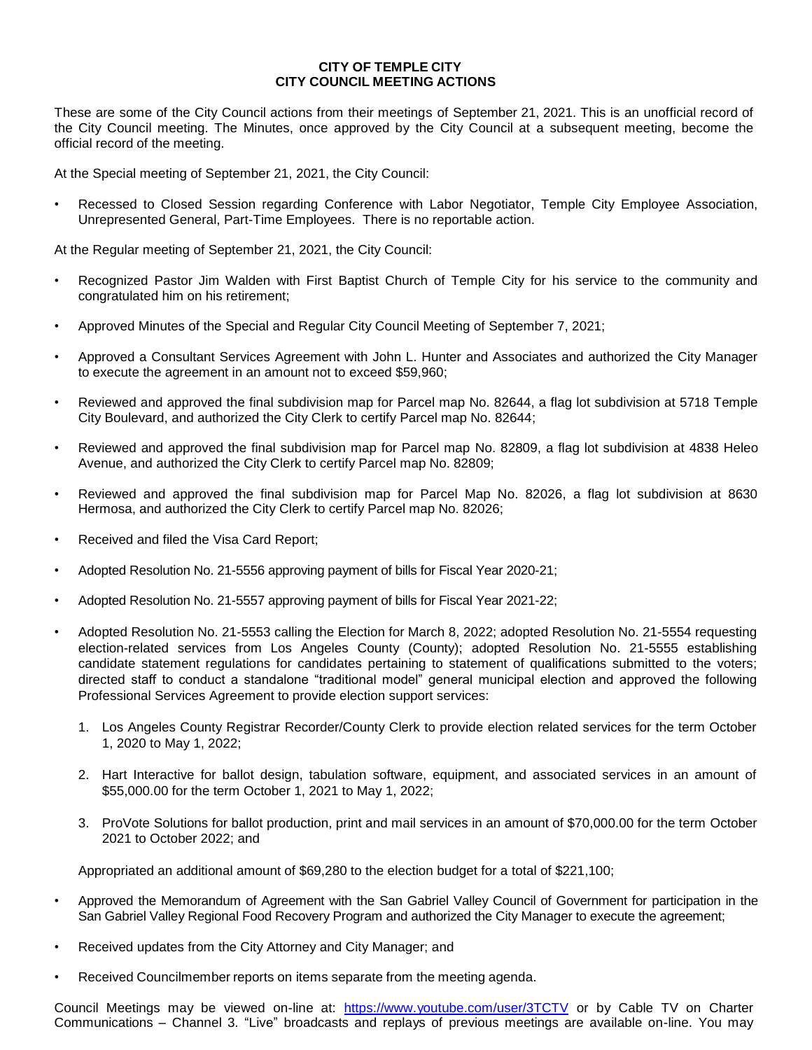**CITY OF TEMPLE CITY**
**CITY COUNCIL MEETING ACTIONS**

These are some of the City Council actions from their meetings of September 21, 2021. This is an unofficial record of the City Council meeting. The Minutes, once approved by the City Council at a subsequent meeting, become the official record of the meeting.

At the Special meeting of September 21, 2021, the City Council:

- Recessed to Closed Session regarding Conference with Labor Negotiator, Temple City Employee Association, Unrepresented General, Part-Time Employees. There is no reportable action.

At the Regular meeting of September 21, 2021, the City Council:

- Recognized Pastor Jim Walden with First Baptist Church of Temple City for his service to the community and congratulated him on his retirement;
- Approved Minutes of the Special and Regular City Council Meeting of September 7, 2021;
- Approved a Consultant Services Agreement with John L. Hunter and Associates and authorized the City Manager to execute the agreement in an amount not to exceed $59,960;
- Reviewed and approved the final subdivision map for Parcel map No. 82644, a flag lot subdivision at 5718 Temple City Boulevard, and authorized the City Clerk to certify Parcel map No. 82644;
- Reviewed and approved the final subdivision map for Parcel map No. 82809, a flag lot subdivision at 4838 Heleo Avenue, and authorized the City Clerk to certify Parcel map No. 82809;
- Reviewed and approved the final subdivision map for Parcel Map No. 82026, a flag lot subdivision at 8630 Hermosa, and authorized the City Clerk to certify Parcel map No. 82026;
- Received and filed the Visa Card Report;
- Adopted Resolution No. 21-5556 approving payment of bills for Fiscal Year 2020-21;
- Adopted Resolution No. 21-5557 approving payment of bills for Fiscal Year 2021-22;
- Adopted Resolution No. 21-5553 calling the Election for March 8, 2022; adopted Resolution No. 21-5554 requesting election-related services from Los Angeles County (County); adopted Resolution No. 21-5555 establishing candidate statement regulations for candidates pertaining to statement of qualifications submitted to the voters; directed staff to conduct a standalone "traditional model" general municipal election and approved the following Professional Services Agreement to provide election support services:

  1. Los Angeles County Registrar Recorder/County Clerk to provide election related services for the term October 1, 2020 to May 1, 2022;
  2. Hart Interactive for ballot design, tabulation software, equipment, and associated services in an amount of $55,000.00 for the term October 1, 2021 to May 1, 2022;
  3. ProVote Solutions for ballot production, print and mail services in an amount of $70,000.00 for the term October 2021 to October 2022; and

  Appropriated an additional amount of $69,280 to the election budget for a total of $221,100;

- Approved the Memorandum of Agreement with the San Gabriel Valley Council of Government for participation in the San Gabriel Valley Regional Food Recovery Program and authorized the City Manager to execute the agreement;
- Received updates from the City Attorney and City Manager; and
- Received Councilmember reports on items separate from the meeting agenda.

Council Meetings may be viewed on-line at: https://www.youtube.com/user/3TCTV or by Cable TV on Charter Communications – Channel 3. "Live" broadcasts and replays of previous meetings are available on-line. You may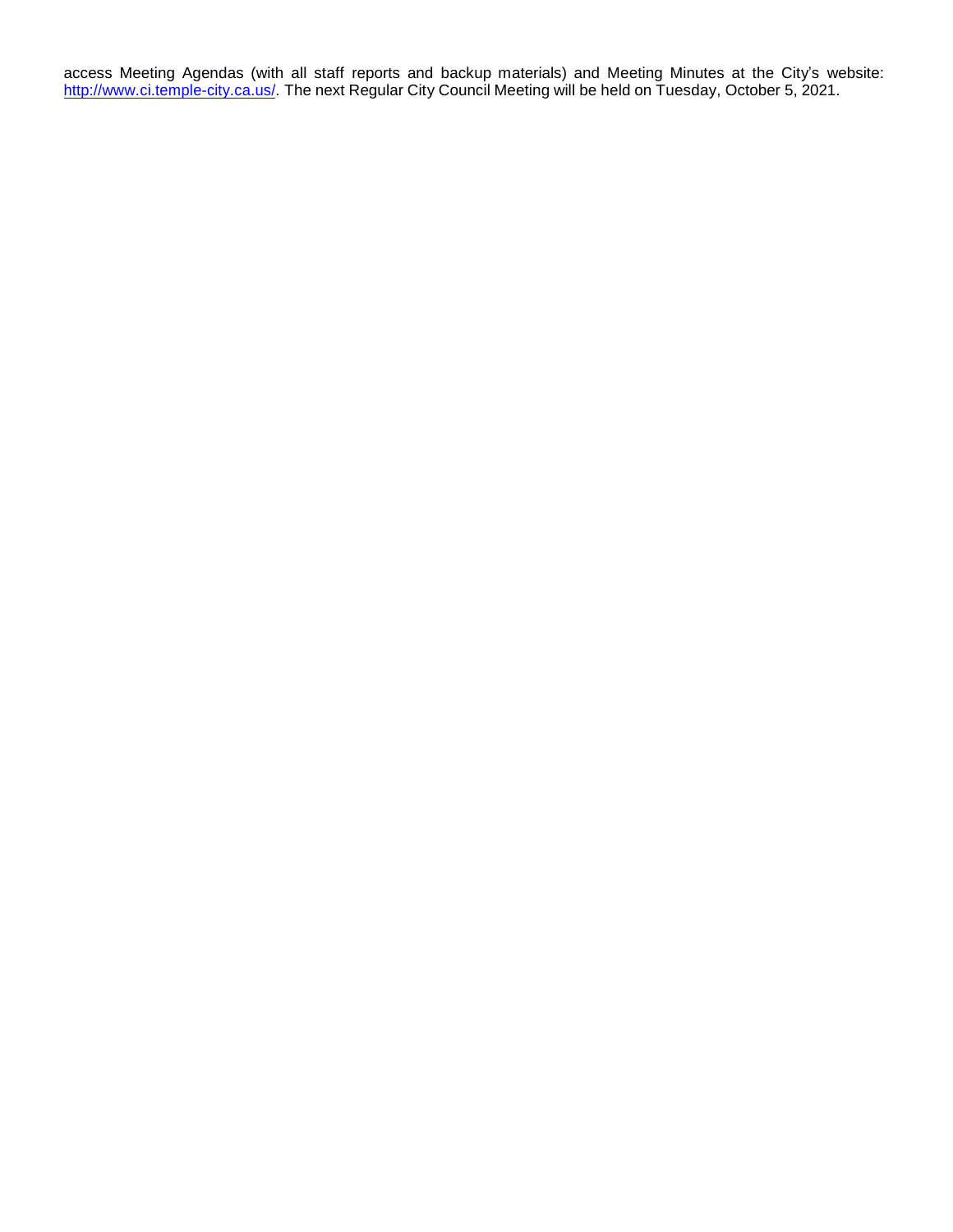access Meeting Agendas (with all staff reports and backup materials) and Meeting Minutes at the City's website: http://www.ci.temple-city.ca.us/. The next Regular City Council Meeting will be held on Tuesday, October 5, 2021.